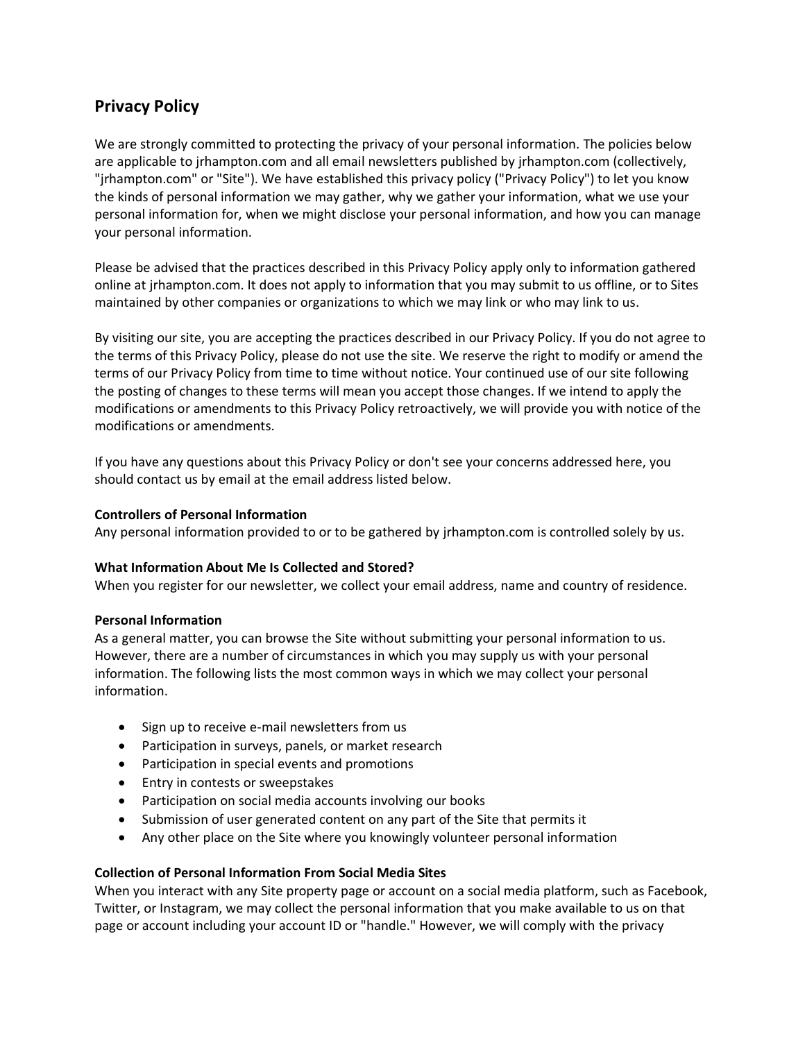## Privacy Policy

We are strongly committed to protecting the privacy of your personal information. The policies below are applicable to jrhampton.com and all email newsletters published by jrhampton.com (collectively, "jrhampton.com" or "Site"). We have established this privacy policy ("Privacy Policy") to let you know the kinds of personal information we may gather, why we gather your information, what we use your personal information for, when we might disclose your personal information, and how you can manage your personal information.

Please be advised that the practices described in this Privacy Policy apply only to information gathered online at jrhampton.com. It does not apply to information that you may submit to us offline, or to Sites maintained by other companies or organizations to which we may link or who may link to us.

By visiting our site, you are accepting the practices described in our Privacy Policy. If you do not agree to the terms of this Privacy Policy, please do not use the site. We reserve the right to modify or amend the terms of our Privacy Policy from time to time without notice. Your continued use of our site following the posting of changes to these terms will mean you accept those changes. If we intend to apply the modifications or amendments to this Privacy Policy retroactively, we will provide you with notice of the modifications or amendments.

If you have any questions about this Privacy Policy or don't see your concerns addressed here, you should contact us by email at the email address listed below.

**Controllers of Personal Information**
Any personal information provided to or to be gathered by jrhampton.com is controlled solely by us.

**What Information About Me Is Collected and Stored?**
When you register for our newsletter, we collect your email address, name and country of residence.

**Personal Information**
As a general matter, you can browse the Site without submitting your personal information to us. However, there are a number of circumstances in which you may supply us with your personal information. The following lists the most common ways in which we may collect your personal information.

- Sign up to receive e-mail newsletters from us
- Participation in surveys, panels, or market research
- Participation in special events and promotions
- Entry in contests or sweepstakes
- Participation on social media accounts involving our books
- Submission of user generated content on any part of the Site that permits it
- Any other place on the Site where you knowingly volunteer personal information

**Collection of Personal Information From Social Media Sites**
When you interact with any Site property page or account on a social media platform, such as Facebook, Twitter, or Instagram, we may collect the personal information that you make available to us on that page or account including your account ID or "handle." However, we will comply with the privacy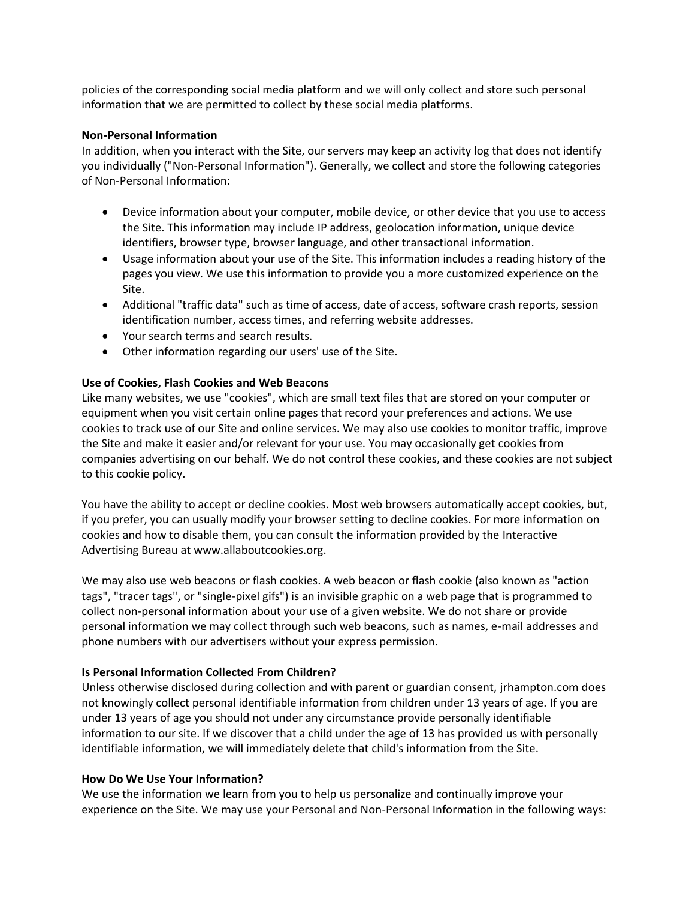policies of the corresponding social media platform and we will only collect and store such personal information that we are permitted to collect by these social media platforms.

**Non-Personal Information**

In addition, when you interact with the Site, our servers may keep an activity log that does not identify you individually ("Non-Personal Information"). Generally, we collect and store the following categories of Non-Personal Information:

- Device information about your computer, mobile device, or other device that you use to access the Site. This information may include IP address, geolocation information, unique device identifiers, browser type, browser language, and other transactional information.
- Usage information about your use of the Site. This information includes a reading history of the pages you view. We use this information to provide you a more customized experience on the Site.
- Additional "traffic data" such as time of access, date of access, software crash reports, session identification number, access times, and referring website addresses.
- Your search terms and search results.
- Other information regarding our users' use of the Site.

**Use of Cookies, Flash Cookies and Web Beacons**

Like many websites, we use "cookies", which are small text files that are stored on your computer or equipment when you visit certain online pages that record your preferences and actions. We use cookies to track use of our Site and online services. We may also use cookies to monitor traffic, improve the Site and make it easier and/or relevant for your use. You may occasionally get cookies from companies advertising on our behalf. We do not control these cookies, and these cookies are not subject to this cookie policy.

You have the ability to accept or decline cookies. Most web browsers automatically accept cookies, but, if you prefer, you can usually modify your browser setting to decline cookies. For more information on cookies and how to disable them, you can consult the information provided by the Interactive Advertising Bureau at www.allaboutcookies.org.

We may also use web beacons or flash cookies. A web beacon or flash cookie (also known as "action tags", "tracer tags", or "single-pixel gifs") is an invisible graphic on a web page that is programmed to collect non-personal information about your use of a given website. We do not share or provide personal information we may collect through such web beacons, such as names, e-mail addresses and phone numbers with our advertisers without your express permission.

**Is Personal Information Collected From Children?**

Unless otherwise disclosed during collection and with parent or guardian consent, jrhampton.com does not knowingly collect personal identifiable information from children under 13 years of age. If you are under 13 years of age you should not under any circumstance provide personally identifiable information to our site. If we discover that a child under the age of 13 has provided us with personally identifiable information, we will immediately delete that child's information from the Site.

**How Do We Use Your Information?**

We use the information we learn from you to help us personalize and continually improve your experience on the Site. We may use your Personal and Non-Personal Information in the following ways: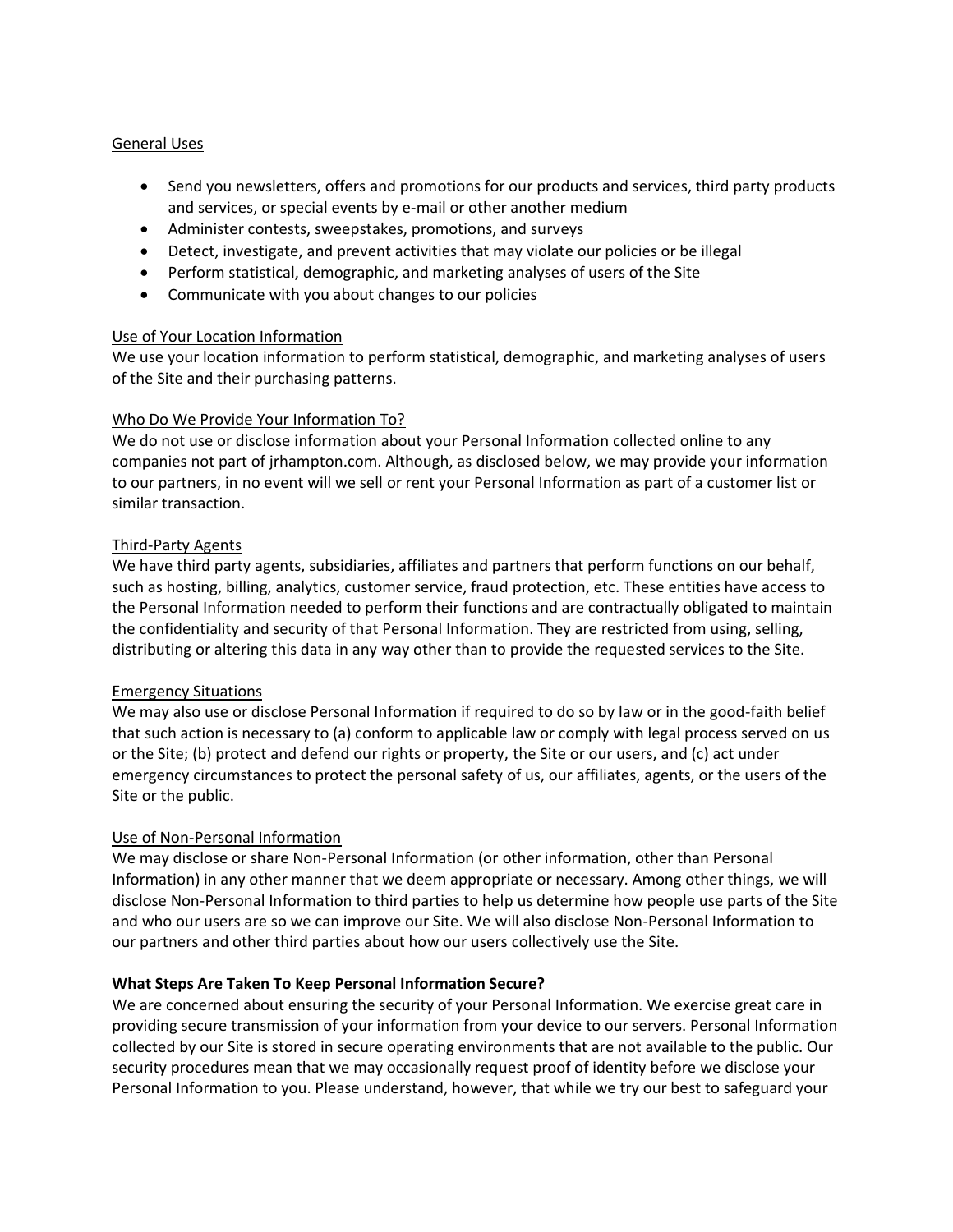General Uses

- Send you newsletters, offers and promotions for our products and services, third party products and services, or special events by e-mail or other another medium
- Administer contests, sweepstakes, promotions, and surveys
- Detect, investigate, and prevent activities that may violate our policies or be illegal
- Perform statistical, demographic, and marketing analyses of users of the Site
- Communicate with you about changes to our policies

Use of Your Location Information

We use your location information to perform statistical, demographic, and marketing analyses of users of the Site and their purchasing patterns.

Who Do We Provide Your Information To?

We do not use or disclose information about your Personal Information collected online to any companies not part of jrhampton.com. Although, as disclosed below, we may provide your information to our partners, in no event will we sell or rent your Personal Information as part of a customer list or similar transaction.

Third-Party Agents

We have third party agents, subsidiaries, affiliates and partners that perform functions on our behalf, such as hosting, billing, analytics, customer service, fraud protection, etc. These entities have access to the Personal Information needed to perform their functions and are contractually obligated to maintain the confidentiality and security of that Personal Information. They are restricted from using, selling, distributing or altering this data in any way other than to provide the requested services to the Site.

Emergency Situations

We may also use or disclose Personal Information if required to do so by law or in the good-faith belief that such action is necessary to (a) conform to applicable law or comply with legal process served on us or the Site; (b) protect and defend our rights or property, the Site or our users, and (c) act under emergency circumstances to protect the personal safety of us, our affiliates, agents, or the users of the Site or the public.

Use of Non-Personal Information

We may disclose or share Non-Personal Information (or other information, other than Personal Information) in any other manner that we deem appropriate or necessary. Among other things, we will disclose Non-Personal Information to third parties to help us determine how people use parts of the Site and who our users are so we can improve our Site. We will also disclose Non-Personal Information to our partners and other third parties about how our users collectively use the Site.

**What Steps Are Taken To Keep Personal Information Secure?**

We are concerned about ensuring the security of your Personal Information. We exercise great care in providing secure transmission of your information from your device to our servers. Personal Information collected by our Site is stored in secure operating environments that are not available to the public. Our security procedures mean that we may occasionally request proof of identity before we disclose your Personal Information to you. Please understand, however, that while we try our best to safeguard your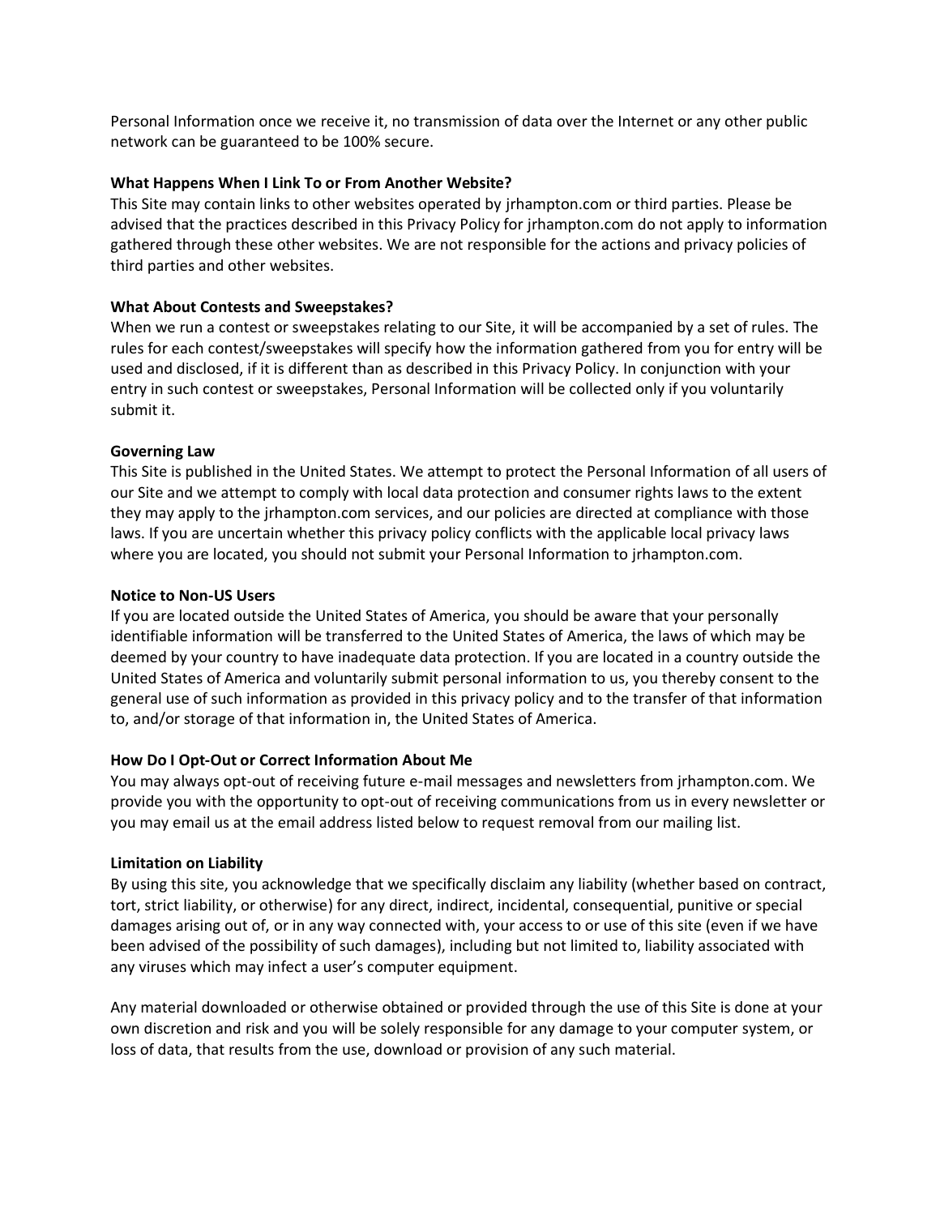Personal Information once we receive it, no transmission of data over the Internet or any other public network can be guaranteed to be 100% secure.

**What Happens When I Link To or From Another Website?**

This Site may contain links to other websites operated by jrhampton.com or third parties. Please be advised that the practices described in this Privacy Policy for jrhampton.com do not apply to information gathered through these other websites. We are not responsible for the actions and privacy policies of third parties and other websites.

**What About Contests and Sweepstakes?**

When we run a contest or sweepstakes relating to our Site, it will be accompanied by a set of rules. The rules for each contest/sweepstakes will specify how the information gathered from you for entry will be used and disclosed, if it is different than as described in this Privacy Policy. In conjunction with your entry in such contest or sweepstakes, Personal Information will be collected only if you voluntarily submit it.

**Governing Law**

This Site is published in the United States. We attempt to protect the Personal Information of all users of our Site and we attempt to comply with local data protection and consumer rights laws to the extent they may apply to the jrhampton.com services, and our policies are directed at compliance with those laws. If you are uncertain whether this privacy policy conflicts with the applicable local privacy laws where you are located, you should not submit your Personal Information to jrhampton.com.

**Notice to Non-US Users**

If you are located outside the United States of America, you should be aware that your personally identifiable information will be transferred to the United States of America, the laws of which may be deemed by your country to have inadequate data protection. If you are located in a country outside the United States of America and voluntarily submit personal information to us, you thereby consent to the general use of such information as provided in this privacy policy and to the transfer of that information to, and/or storage of that information in, the United States of America.

**How Do I Opt-Out or Correct Information About Me**

You may always opt-out of receiving future e-mail messages and newsletters from jrhampton.com. We provide you with the opportunity to opt-out of receiving communications from us in every newsletter or you may email us at the email address listed below to request removal from our mailing list.

**Limitation on Liability**

By using this site, you acknowledge that we specifically disclaim any liability (whether based on contract, tort, strict liability, or otherwise) for any direct, indirect, incidental, consequential, punitive or special damages arising out of, or in any way connected with, your access to or use of this site (even if we have been advised of the possibility of such damages), including but not limited to, liability associated with any viruses which may infect a user's computer equipment.

Any material downloaded or otherwise obtained or provided through the use of this Site is done at your own discretion and risk and you will be solely responsible for any damage to your computer system, or loss of data, that results from the use, download or provision of any such material.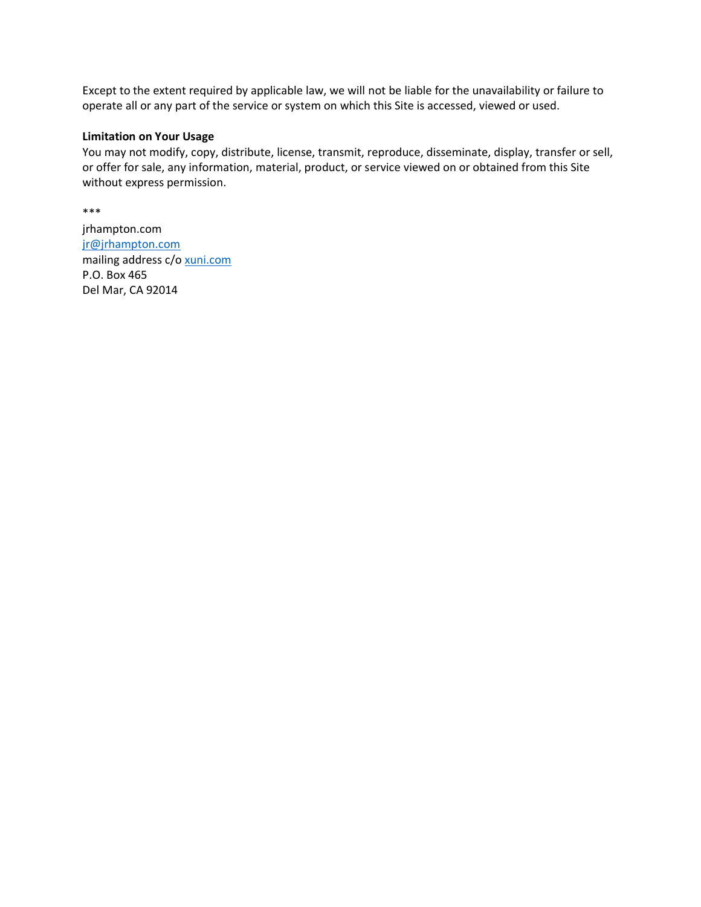Except to the extent required by applicable law, we will not be liable for the unavailability or failure to operate all or any part of the service or system on which this Site is accessed, viewed or used.

**Limitation on Your Usage**
You may not modify, copy, distribute, license, transmit, reproduce, disseminate, display, transfer or sell, or offer for sale, any information, material, product, or service viewed on or obtained from this Site without express permission.

***

jrhampton.com
jr@jrhampton.com
mailing address c/o xuni.com
P.O. Box 465
Del Mar, CA 92014